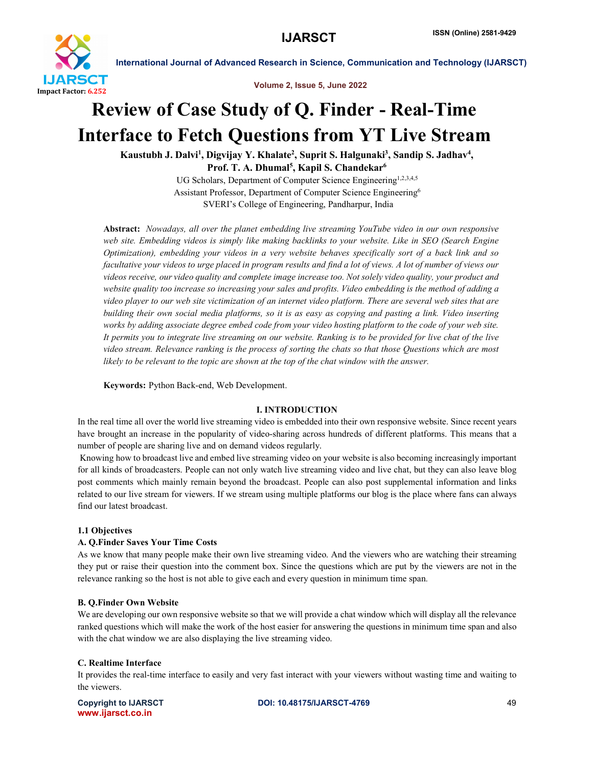# Review of Case Study of Q. Finder - Real-Time Interface to Fetch Questions from YT Live Stream

**Kaustubh J. Dalvi[1], Digvijay Y. Khalate[2], Suprit S. Halgunaki[3], Sandip S. Jadhav[4], Prof. T. A. Dhumal[5], Kapil S. Chandekar[6]**

UG Scholars, Department of Computer Science Engineering[1,2,3,4,5]

Assistant Professor, Department of Computer Science Engineering[6]

SVERI's College of Engineering, Pandharpur, India

**Abstract:** *Nowadays, all over the planet embedding live streaming YouTube video in our own responsive web site. Embedding videos is simply like making backlinks to your website. Like in SEO (Search Engine Optimization), embedding your videos in a very website behaves specifically sort of a back link and so facultative your videos to urge placed in program results and find a lot of views. A lot of number of views our videos receive, our video quality and complete image increase too. Not solely video quality, your product and website quality too increase so increasing your sales and profits. Video embedding is the method of adding a video player to our web site victimization of an internet video platform. There are several web sites that are building their own social media platforms, so it is as easy as copying and pasting a link. Video inserting works by adding associate degree embed code from your video hosting platform to the code of your web site. It permits you to integrate live streaming on our website. Ranking is to be provided for live chat of the live video stream. Relevance ranking is the process of sorting the chats so that those Questions which are most likely to be relevant to the topic are shown at the top of the chat window with the answer.*

**Keywords:** Python Back-end, Web Development.

## I. INTRODUCTION

In the real time all over the world live streaming video is embedded into their own responsive website. Since recent years have brought an increase in the popularity of video-sharing across hundreds of different platforms. This means that a number of people are sharing live and on demand videos regularly.

Knowing how to broadcast live and embed live streaming video on your website is also becoming increasingly important for all kinds of broadcasters. People can not only watch live streaming video and live chat, but they can also leave blog post comments which mainly remain beyond the broadcast. People can also post supplemental information and links related to our live stream for viewers. If we stream using multiple platforms our blog is the place where fans can always find our latest broadcast.

### 1.1 Objectives

#### A. Q.Finder Saves Your Time Costs

As we know that many people make their own live streaming video. And the viewers who are watching their streaming they put or raise their question into the comment box. Since the questions which are put by the viewers are not in the relevance ranking so the host is not able to give each and every question in minimum time span.

#### B. Q.Finder Own Website

We are developing our own responsive website so that we will provide a chat window which will display all the relevance ranked questions which will make the work of the host easier for answering the questions in minimum time span and also with the chat window we are also displaying the live streaming video.

#### C. Realtime Interface

It provides the real-time interface to easily and very fast interact with your viewers without wasting time and waiting to the viewers.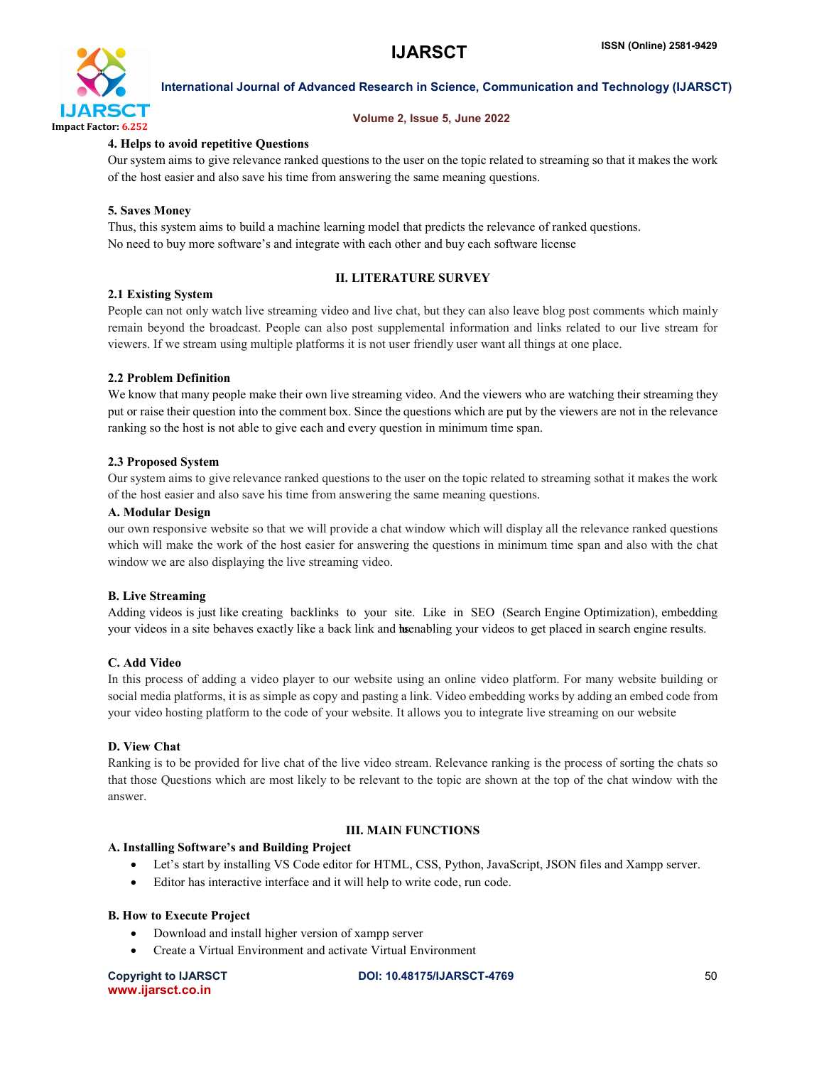**4. Helps to avoid repetitive Questions**

Our system aims to give relevance ranked questions to the user on the topic related to streaming so that it makes the work of the host easier and also save his time from answering the same meaning questions.

**5. Saves Money**

Thus, this system aims to build a machine learning model that predicts the relevance of ranked questions.
No need to buy more software's and integrate with each other and buy each software license

## II. LITERATURE SURVEY

### 2.1 Existing System

People can not only watch live streaming video and live chat, but they can also leave blog post comments which mainly remain beyond the broadcast. People can also post supplemental information and links related to our live stream for viewers. If we stream using multiple platforms it is not user friendly user want all things at one place.

### 2.2 Problem Definition

We know that many people make their own live streaming video. And the viewers who are watching their streaming they put or raise their question into the comment box. Since the questions which are put by the viewers are not in the relevance ranking so the host is not able to give each and every question in minimum time span.

### 2.3 Proposed System

Our system aims to give relevance ranked questions to the user on the topic related to streaming sothat it makes the work of the host easier and also save his time from answering the same meaning questions.

**A. Modular Design**

our own responsive website so that we will provide a chat window which will display all the relevance ranked questions which will make the work of the host easier for answering the questions in minimum time span and also with the chat window we are also displaying the live streaming video.

**B. Live Streaming**

Adding videos is just like creating backlinks to your site. Like in SEO (Search Engine Optimization), embedding your videos in a site behaves exactly like a back link and hsenabling your videos to get placed in search engine results.

**C. Add Video**

In this process of adding a video player to our website using an online video platform. For many website building or social media platforms, it is as simple as copy and pasting a link. Video embedding works by adding an embed code from your video hosting platform to the code of your website. It allows you to integrate live streaming on our website

**D. View Chat**

Ranking is to be provided for live chat of the live video stream. Relevance ranking is the process of sorting the chats so that those Questions which are most likely to be relevant to the topic are shown at the top of the chat window with the answer.

## III. MAIN FUNCTIONS

**A. Installing Software's and Building Project**

- Let's start by installing VS Code editor for HTML, CSS, Python, JavaScript, JSON files and Xampp server.
- Editor has interactive interface and it will help to write code, run code.

**B. How to Execute Project**

- Download and install higher version of xampp server
- Create a Virtual Environment and activate Virtual Environment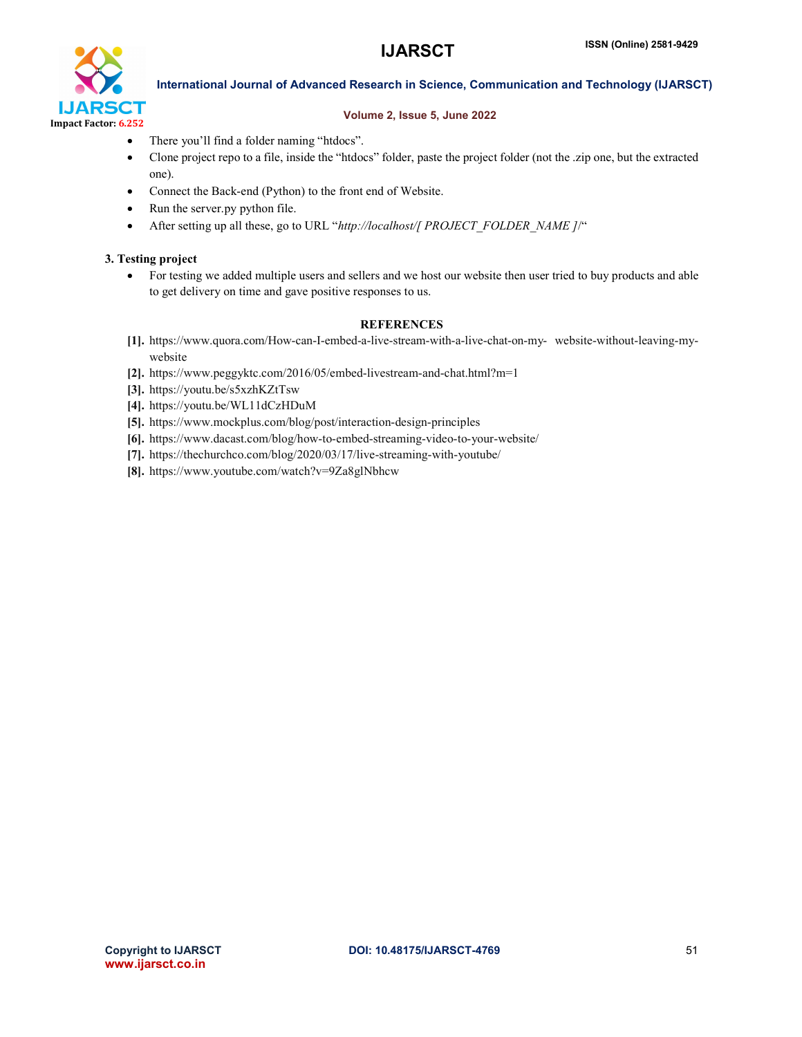- There you'll find a folder naming "htdocs".
- Clone project repo to a file, inside the "htdocs" folder, paste the project folder (not the .zip one, but the extracted one).
- Connect the Back-end (Python) to the front end of Website.
- Run the server.py python file.
- After setting up all these, go to URL "*http://localhost/[ PROJECT_FOLDER_NAME ]*/"

**3. Testing project**

- For testing we added multiple users and sellers and we host our website then user tried to buy products and able to get delivery on time and gave positive responses to us.

## REFERENCES

**[1].** https://www.quora.com/How-can-I-embed-a-live-stream-with-a-live-chat-on-my- website-without-leaving-my-website

**[2].** https://www.peggyktc.com/2016/05/embed-livestream-and-chat.html?m=1

**[3].** https://youtu.be/s5xzhKZtTsw

**[4].** https://youtu.be/WL11dCzHDuM

**[5].** https://www.mockplus.com/blog/post/interaction-design-principles

**[6].** https://www.dacast.com/blog/how-to-embed-streaming-video-to-your-website/

**[7].** https://thechurchco.com/blog/2020/03/17/live-streaming-with-youtube/

**[8].** https://www.youtube.com/watch?v=9Za8glNbhcw